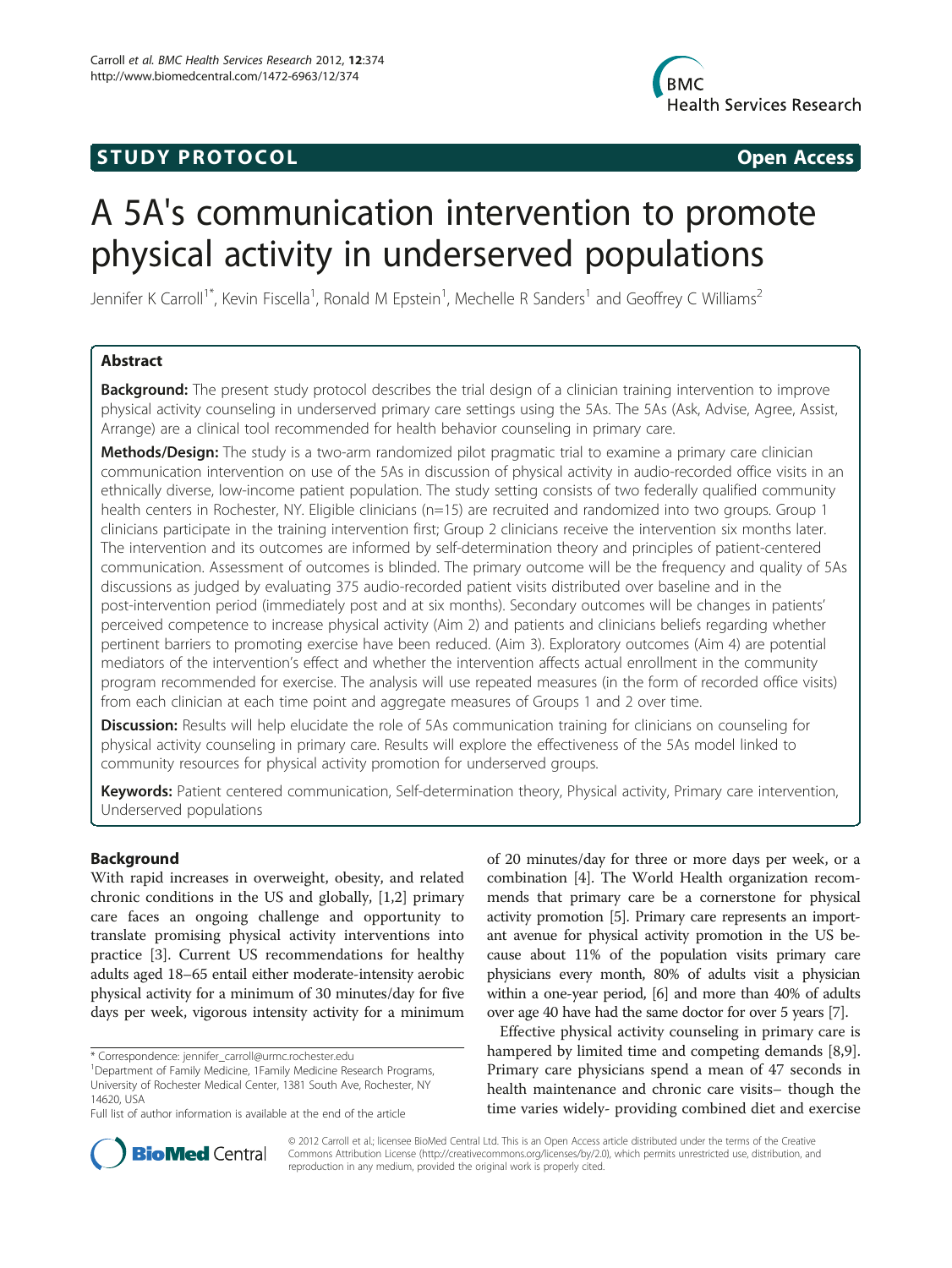**STUDY PROTOCOL** **Open Access**

# A 5A's communication intervention to promote physical activity in underserved populations

Jennifer K Carroll[1*], Kevin Fiscella[1], Ronald M Epstein[1], Mechelle R Sanders[1] and Geoffrey C Williams[2]

## Abstract

**Background:** The present study protocol describes the trial design of a clinician training intervention to improve physical activity counseling in underserved primary care settings using the 5As. The 5As (Ask, Advise, Agree, Assist, Arrange) are a clinical tool recommended for health behavior counseling in primary care.

**Methods/Design:** The study is a two-arm randomized pilot pragmatic trial to examine a primary care clinician communication intervention on use of the 5As in discussion of physical activity in audio-recorded office visits in an ethnically diverse, low-income patient population. The study setting consists of two federally qualified community health centers in Rochester, NY. Eligible clinicians (n=15) are recruited and randomized into two groups. Group 1 clinicians participate in the training intervention first; Group 2 clinicians receive the intervention six months later. The intervention and its outcomes are informed by self-determination theory and principles of patient-centered communication. Assessment of outcomes is blinded. The primary outcome will be the frequency and quality of 5As discussions as judged by evaluating 375 audio-recorded patient visits distributed over baseline and in the post-intervention period (immediately post and at six months). Secondary outcomes will be changes in patients' perceived competence to increase physical activity (Aim 2) and patients and clinicians beliefs regarding whether pertinent barriers to promoting exercise have been reduced. (Aim 3). Exploratory outcomes (Aim 4) are potential mediators of the intervention's effect and whether the intervention affects actual enrollment in the community program recommended for exercise. The analysis will use repeated measures (in the form of recorded office visits) from each clinician at each time point and aggregate measures of Groups 1 and 2 over time.

**Discussion:** Results will help elucidate the role of 5As communication training for clinicians on counseling for physical activity counseling in primary care. Results will explore the effectiveness of the 5As model linked to community resources for physical activity promotion for underserved groups.

**Keywords:** Patient centered communication, Self-determination theory, Physical activity, Primary care intervention, Underserved populations

## Background

With rapid increases in overweight, obesity, and related chronic conditions in the US and globally, [1,2] primary care faces an ongoing challenge and opportunity to translate promising physical activity interventions into practice [3]. Current US recommendations for healthy adults aged 18–65 entail either moderate-intensity aerobic physical activity for a minimum of 30 minutes/day for five days per week, vigorous intensity activity for a minimum of 20 minutes/day for three or more days per week, or a combination [4]. The World Health organization recommends that primary care be a cornerstone for physical activity promotion [5]. Primary care represents an important avenue for physical activity promotion in the US because about 11% of the population visits primary care physicians every month, 80% of adults visit a physician within a one-year period, [6] and more than 40% of adults over age 40 have had the same doctor for over 5 years [7].

Effective physical activity counseling in primary care is hampered by limited time and competing demands [8,9]. Primary care physicians spend a mean of 47 seconds in health maintenance and chronic care visits– though the time varies widely- providing combined diet and exercise

\* Correspondence: jennifer_carroll@urmc.rochester.edu
[1]Department of Family Medicine, 1Family Medicine Research Programs, University of Rochester Medical Center, 1381 South Ave, Rochester, NY 14620, USA
Full list of author information is available at the end of the article

© 2012 Carroll et al.; licensee BioMed Central Ltd. This is an Open Access article distributed under the terms of the Creative Commons Attribution License (http://creativecommons.org/licenses/by/2.0), which permits unrestricted use, distribution, and reproduction in any medium, provided the original work is properly cited.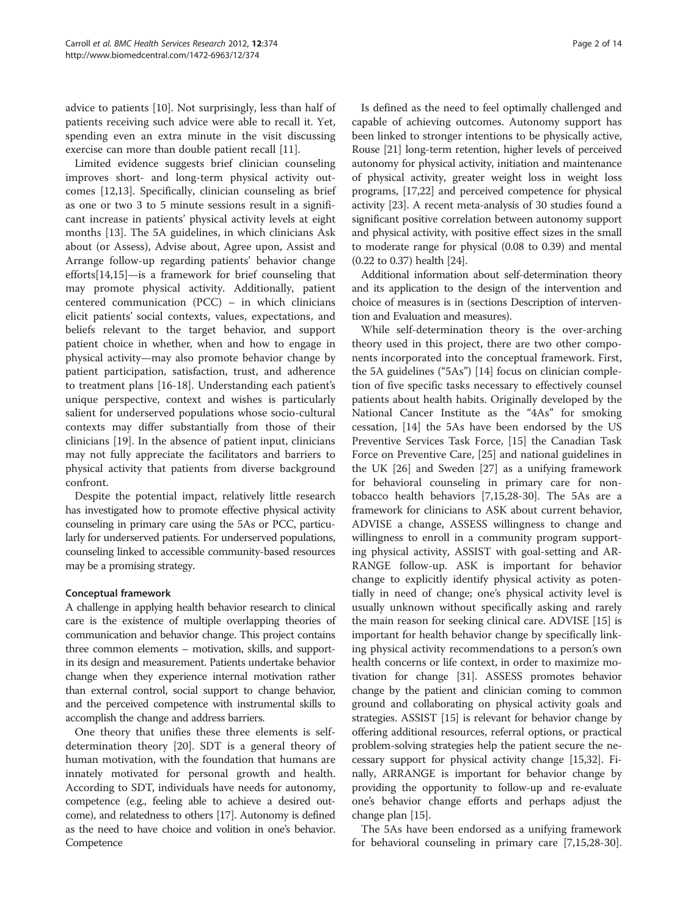advice to patients [10]. Not surprisingly, less than half of patients receiving such advice were able to recall it. Yet, spending even an extra minute in the visit discussing exercise can more than double patient recall [11].

Limited evidence suggests brief clinician counseling improves short- and long-term physical activity outcomes [12,13]. Specifically, clinician counseling as brief as one or two 3 to 5 minute sessions result in a significant increase in patients' physical activity levels at eight months [13]. The 5A guidelines, in which clinicians Ask about (or Assess), Advise about, Agree upon, Assist and Arrange follow-up regarding patients' behavior change efforts[14,15]—is a framework for brief counseling that may promote physical activity. Additionally, patient centered communication (PCC) – in which clinicians elicit patients' social contexts, values, expectations, and beliefs relevant to the target behavior, and support patient choice in whether, when and how to engage in physical activity—may also promote behavior change by patient participation, satisfaction, trust, and adherence to treatment plans [16-18]. Understanding each patient's unique perspective, context and wishes is particularly salient for underserved populations whose socio-cultural contexts may differ substantially from those of their clinicians [19]. In the absence of patient input, clinicians may not fully appreciate the facilitators and barriers to physical activity that patients from diverse background confront.

Despite the potential impact, relatively little research has investigated how to promote effective physical activity counseling in primary care using the 5As or PCC, particularly for underserved patients. For underserved populations, counseling linked to accessible community-based resources may be a promising strategy.

### Conceptual framework

A challenge in applying health behavior research to clinical care is the existence of multiple overlapping theories of communication and behavior change. This project contains three common elements – motivation, skills, and support- in its design and measurement. Patients undertake behavior change when they experience internal motivation rather than external control, social support to change behavior, and the perceived competence with instrumental skills to accomplish the change and address barriers.

One theory that unifies these three elements is self-determination theory [20]. SDT is a general theory of human motivation, with the foundation that humans are innately motivated for personal growth and health. According to SDT, individuals have needs for autonomy, competence (e.g., feeling able to achieve a desired outcome), and relatedness to others [17]. Autonomy is defined as the need to have choice and volition in one's behavior. Competence

Is defined as the need to feel optimally challenged and capable of achieving outcomes. Autonomy support has been linked to stronger intentions to be physically active, Rouse [21] long-term retention, higher levels of perceived autonomy for physical activity, initiation and maintenance of physical activity, greater weight loss in weight loss programs, [17,22] and perceived competence for physical activity [23]. A recent meta-analysis of 30 studies found a significant positive correlation between autonomy support and physical activity, with positive effect sizes in the small to moderate range for physical (0.08 to 0.39) and mental (0.22 to 0.37) health [24].

Additional information about self-determination theory and its application to the design of the intervention and choice of measures is in (sections Description of intervention and Evaluation and measures).

While self-determination theory is the over-arching theory used in this project, there are two other components incorporated into the conceptual framework. First, the 5A guidelines ("5As") [14] focus on clinician completion of five specific tasks necessary to effectively counsel patients about health habits. Originally developed by the National Cancer Institute as the "4As" for smoking cessation, [14] the 5As have been endorsed by the US Preventive Services Task Force, [15] the Canadian Task Force on Preventive Care, [25] and national guidelines in the UK [26] and Sweden [27] as a unifying framework for behavioral counseling in primary care for non-tobacco health behaviors [7,15,28-30]. The 5As are a framework for clinicians to ASK about current behavior, ADVISE a change, ASSESS willingness to change and willingness to enroll in a community program supporting physical activity, ASSIST with goal-setting and ARRANGE follow-up. ASK is important for behavior change to explicitly identify physical activity as potentially in need of change; one's physical activity level is usually unknown without specifically asking and rarely the main reason for seeking clinical care. ADVISE [15] is important for health behavior change by specifically linking physical activity recommendations to a person's own health concerns or life context, in order to maximize motivation for change [31]. ASSESS promotes behavior change by the patient and clinician coming to common ground and collaborating on physical activity goals and strategies. ASSIST [15] is relevant for behavior change by offering additional resources, referral options, or practical problem-solving strategies help the patient secure the necessary support for physical activity change [15,32]. Finally, ARRANGE is important for behavior change by providing the opportunity to follow-up and re-evaluate one's behavior change efforts and perhaps adjust the change plan [15].

The 5As have been endorsed as a unifying framework for behavioral counseling in primary care [7,15,28-30].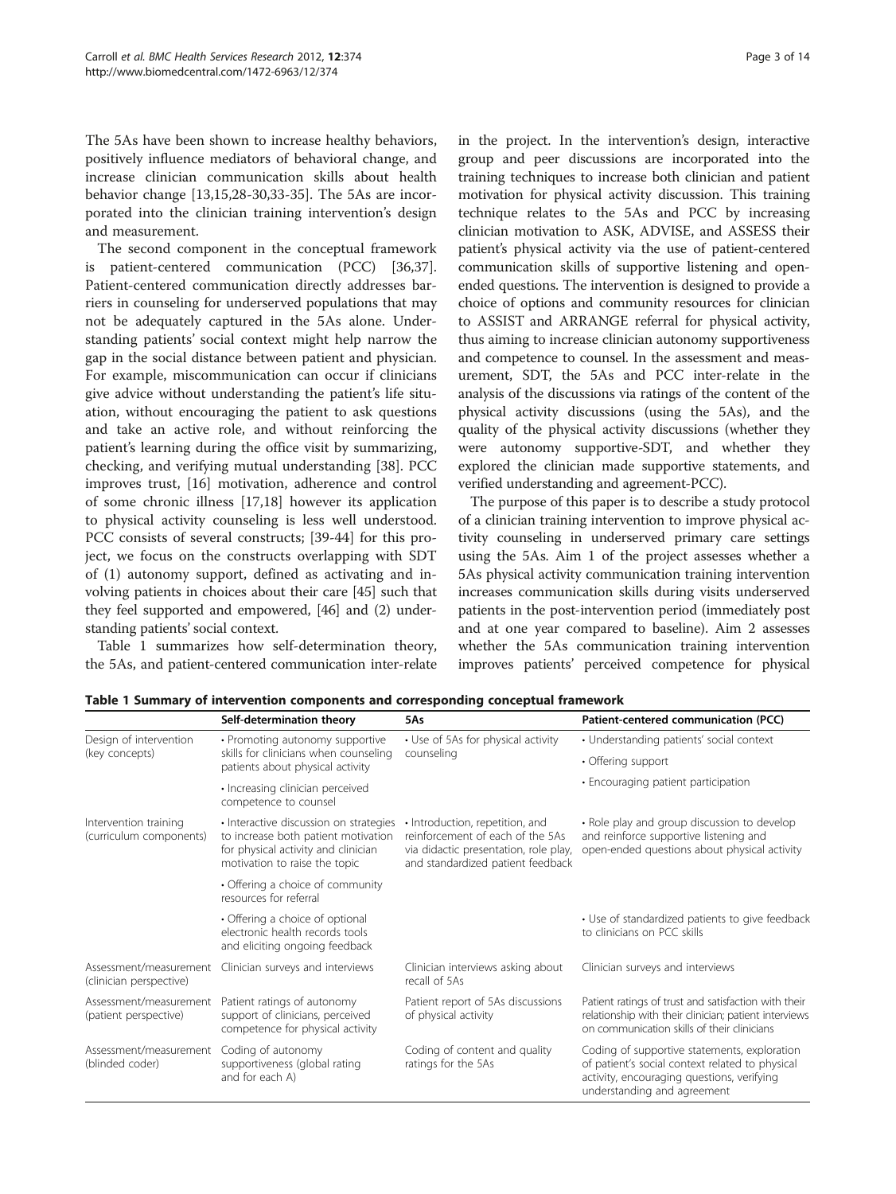The 5As have been shown to increase healthy behaviors, positively influence mediators of behavioral change, and increase clinician communication skills about health behavior change [13,15,28-30,33-35]. The 5As are incorporated into the clinician training intervention's design and measurement.

The second component in the conceptual framework is patient-centered communication (PCC) [36,37]. Patient-centered communication directly addresses barriers in counseling for underserved populations that may not be adequately captured in the 5As alone. Understanding patients' social context might help narrow the gap in the social distance between patient and physician. For example, miscommunication can occur if clinicians give advice without understanding the patient's life situation, without encouraging the patient to ask questions and take an active role, and without reinforcing the patient's learning during the office visit by summarizing, checking, and verifying mutual understanding [38]. PCC improves trust, [16] motivation, adherence and control of some chronic illness [17,18] however its application to physical activity counseling is less well understood. PCC consists of several constructs; [39-44] for this project, we focus on the constructs overlapping with SDT of (1) autonomy support, defined as activating and involving patients in choices about their care [45] such that they feel supported and empowered, [46] and (2) understanding patients' social context.

Table 1 summarizes how self-determination theory, the 5As, and patient-centered communication inter-relate in the project. In the intervention's design, interactive group and peer discussions are incorporated into the training techniques to increase both clinician and patient motivation for physical activity discussion. This training technique relates to the 5As and PCC by increasing clinician motivation to ASK, ADVISE, and ASSESS their patient's physical activity via the use of patient-centered communication skills of supportive listening and open-ended questions. The intervention is designed to provide a choice of options and community resources for clinician to ASSIST and ARRANGE referral for physical activity, thus aiming to increase clinician autonomy supportiveness and competence to counsel. In the assessment and measurement, SDT, the 5As and PCC inter-relate in the analysis of the discussions via ratings of the content of the physical activity discussions (using the 5As), and the quality of the physical activity discussions (whether they were autonomy supportive-SDT, and whether they explored the clinician made supportive statements, and verified understanding and agreement-PCC).

The purpose of this paper is to describe a study protocol of a clinician training intervention to improve physical activity counseling in underserved primary care settings using the 5As. Aim 1 of the project assesses whether a 5As physical activity communication training intervention increases communication skills during visits underserved patients in the post-intervention period (immediately post and at one year compared to baseline). Aim 2 assesses whether the 5As communication training intervention improves patients' perceived competence for physical

**Table 1 Summary of intervention components and corresponding conceptual framework**

| | Self-determination theory | 5As | Patient-centered communication (PCC) |
|---|---|---|---|
| Design of intervention (key concepts) | • Promoting autonomy supportive skills for clinicians when counseling patients about physical activity | • Use of 5As for physical activity counseling | • Understanding patients' social context |
| | | | • Offering support |
| | • Increasing clinician perceived competence to counsel | | • Encouraging patient participation |
| Intervention training (curriculum components) | • Interactive discussion on strategies to increase both patient motivation for physical activity and clinician motivation to raise the topic | • Introduction, repetition, and reinforcement of each of the 5As via didactic presentation, role play, and standardized patient feedback | • Role play and group discussion to develop and reinforce supportive listening and open-ended questions about physical activity |
| | • Offering a choice of community resources for referral | | |
| | • Offering a choice of optional electronic health records tools and eliciting ongoing feedback | | • Use of standardized patients to give feedback to clinicians on PCC skills |
| Assessment/measurement (clinician perspective) | Clinician surveys and interviews | Clinician interviews asking about recall of 5As | Clinician surveys and interviews |
| Assessment/measurement (patient perspective) | Patient ratings of autonomy support of clinicians, perceived competence for physical activity | Patient report of 5As discussions of physical activity | Patient ratings of trust and satisfaction with their relationship with their clinician; patient interviews on communication skills of their clinicians |
| Assessment/measurement (blinded coder) | Coding of autonomy supportiveness (global rating and for each A) | Coding of content and quality ratings for the 5As | Coding of supportive statements, exploration of patient's social context related to physical activity, encouraging questions, verifying understanding and agreement |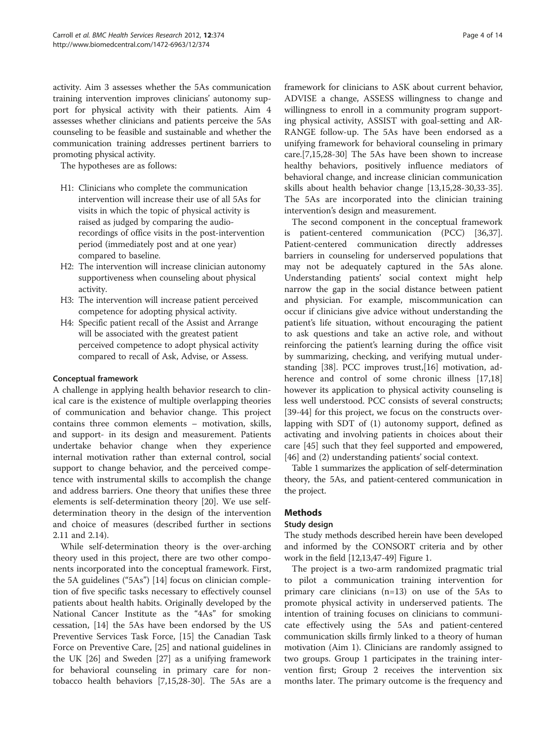activity. Aim 3 assesses whether the 5As communication training intervention improves clinicians' autonomy support for physical activity with their patients. Aim 4 assesses whether clinicians and patients perceive the 5As counseling to be feasible and sustainable and whether the communication training addresses pertinent barriers to promoting physical activity.

The hypotheses are as follows:

- H1: Clinicians who complete the communication intervention will increase their use of all 5As for visits in which the topic of physical activity is raised as judged by comparing the audio-recordings of office visits in the post-intervention period (immediately post and at one year) compared to baseline.
- H2: The intervention will increase clinician autonomy supportiveness when counseling about physical activity.
- H3: The intervention will increase patient perceived competence for adopting physical activity.
- H4: Specific patient recall of the Assist and Arrange will be associated with the greatest patient perceived competence to adopt physical activity compared to recall of Ask, Advise, or Assess.

### Conceptual framework

A challenge in applying health behavior research to clinical care is the existence of multiple overlapping theories of communication and behavior change. This project contains three common elements – motivation, skills, and support- in its design and measurement. Patients undertake behavior change when they experience internal motivation rather than external control, social support to change behavior, and the perceived competence with instrumental skills to accomplish the change and address barriers. One theory that unifies these three elements is self-determination theory [20]. We use self-determination theory in the design of the intervention and choice of measures (described further in sections 2.11 and 2.14).

While self-determination theory is the over-arching theory used in this project, there are two other components incorporated into the conceptual framework. First, the 5A guidelines ("5As") [14] focus on clinician completion of five specific tasks necessary to effectively counsel patients about health habits. Originally developed by the National Cancer Institute as the "4As" for smoking cessation, [14] the 5As have been endorsed by the US Preventive Services Task Force, [15] the Canadian Task Force on Preventive Care, [25] and national guidelines in the UK [26] and Sweden [27] as a unifying framework for behavioral counseling in primary care for non-tobacco health behaviors [7,15,28-30]. The 5As are a framework for clinicians to ASK about current behavior, ADVISE a change, ASSESS willingness to change and willingness to enroll in a community program supporting physical activity, ASSIST with goal-setting and ARRANGE follow-up. The 5As have been endorsed as a unifying framework for behavioral counseling in primary care.[7,15,28-30] The 5As have been shown to increase healthy behaviors, positively influence mediators of behavioral change, and increase clinician communication skills about health behavior change [13,15,28-30,33-35]. The 5As are incorporated into the clinician training intervention's design and measurement.

The second component in the conceptual framework is patient-centered communication (PCC) [36,37]. Patient-centered communication directly addresses barriers in counseling for underserved populations that may not be adequately captured in the 5As alone. Understanding patients' social context might help narrow the gap in the social distance between patient and physician. For example, miscommunication can occur if clinicians give advice without understanding the patient's life situation, without encouraging the patient to ask questions and take an active role, and without reinforcing the patient's learning during the office visit by summarizing, checking, and verifying mutual understanding [38]. PCC improves trust,[16] motivation, adherence and control of some chronic illness [17,18] however its application to physical activity counseling is less well understood. PCC consists of several constructs; [39-44] for this project, we focus on the constructs overlapping with SDT of (1) autonomy support, defined as activating and involving patients in choices about their care [45] such that they feel supported and empowered, [46] and (2) understanding patients' social context.

Table 1 summarizes the application of self-determination theory, the 5As, and patient-centered communication in the project.

## Methods

### Study design

The study methods described herein have been developed and informed by the CONSORT criteria and by other work in the field [12,13,47-49] Figure 1.

The project is a two-arm randomized pragmatic trial to pilot a communication training intervention for primary care clinicians (n=13) on use of the 5As to promote physical activity in underserved patients. The intention of training focuses on clinicians to communicate effectively using the 5As and patient-centered communication skills firmly linked to a theory of human motivation (Aim 1). Clinicians are randomly assigned to two groups. Group 1 participates in the training intervention first; Group 2 receives the intervention six months later. The primary outcome is the frequency and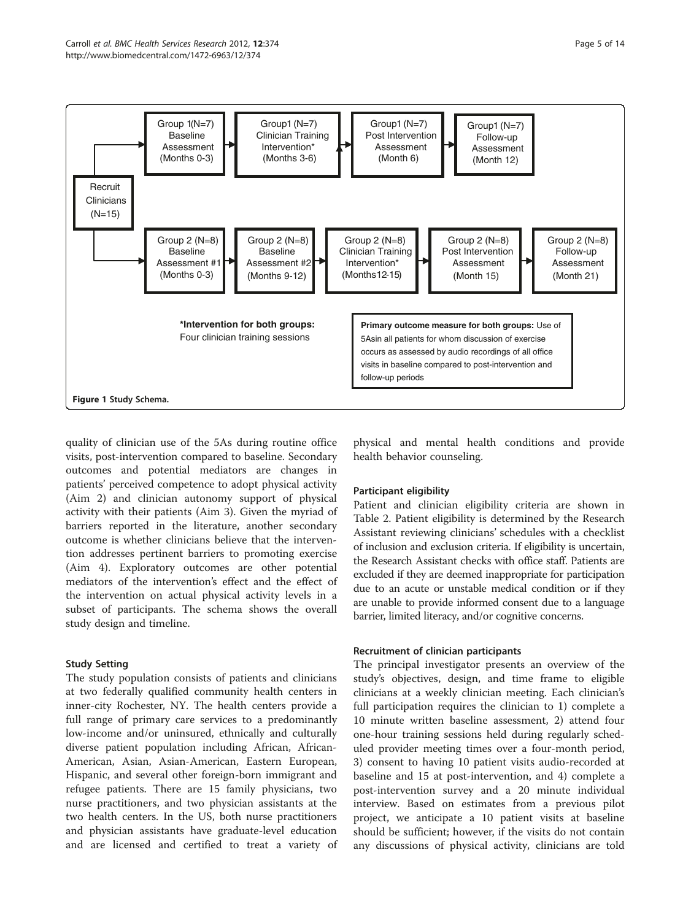Recruit Clinicians (N=15)

Group 1(N=7) Baseline Assessment (Months 0-3)

Group1 (N=7) Clinician Training Intervention* (Months 3-6)

Group1 (N=7) Post Intervention Assessment (Month 6)

Group1 (N=7) Follow-up Assessment (Month 12)

Group 2 (N=8) Baseline Assessment #1 (Months 0-3)

Group 2 (N=8) Baseline Assessment #2 (Months 9-12)

Group 2 (N=8) Clinician Training Intervention* (Months12-15)

Group 2 (N=8) Post Intervention Assessment (Month 15)

Group 2 (N=8) Follow-up Assessment (Month 21)

**\*Intervention for both groups:** Four clinician training sessions

**Primary outcome measure for both groups:** Use of 5Asin all patients for whom discussion of exercise occurs as assessed by audio recordings of all office visits in baseline compared to post-intervention and follow-up periods

**Figure 1** Study Schema.

quality of clinician use of the 5As during routine office visits, post-intervention compared to baseline. Secondary outcomes and potential mediators are changes in patients' perceived competence to adopt physical activity (Aim 2) and clinician autonomy support of physical activity with their patients (Aim 3). Given the myriad of barriers reported in the literature, another secondary outcome is whether clinicians believe that the intervention addresses pertinent barriers to promoting exercise (Aim 4). Exploratory outcomes are other potential mediators of the intervention's effect and the effect of the intervention on actual physical activity levels in a subset of participants. The schema shows the overall study design and timeline.

### Study Setting

The study population consists of patients and clinicians at two federally qualified community health centers in inner-city Rochester, NY. The health centers provide a full range of primary care services to a predominantly low-income and/or uninsured, ethnically and culturally diverse patient population including African, African-American, Asian, Asian-American, Eastern European, Hispanic, and several other foreign-born immigrant and refugee patients. There are 15 family physicians, two nurse practitioners, and two physician assistants at the two health centers. In the US, both nurse practitioners and physician assistants have graduate-level education and are licensed and certified to treat a variety of physical and mental health conditions and provide health behavior counseling.

### Participant eligibility

Patient and clinician eligibility criteria are shown in Table 2. Patient eligibility is determined by the Research Assistant reviewing clinicians' schedules with a checklist of inclusion and exclusion criteria. If eligibility is uncertain, the Research Assistant checks with office staff. Patients are excluded if they are deemed inappropriate for participation due to an acute or unstable medical condition or if they are unable to provide informed consent due to a language barrier, limited literacy, and/or cognitive concerns.

### Recruitment of clinician participants

The principal investigator presents an overview of the study's objectives, design, and time frame to eligible clinicians at a weekly clinician meeting. Each clinician's full participation requires the clinician to 1) complete a 10 minute written baseline assessment, 2) attend four one-hour training sessions held during regularly scheduled provider meeting times over a four-month period, 3) consent to having 10 patient visits audio-recorded at baseline and 15 at post-intervention, and 4) complete a post-intervention survey and a 20 minute individual interview. Based on estimates from a previous pilot project, we anticipate a 10 patient visits at baseline should be sufficient; however, if the visits do not contain any discussions of physical activity, clinicians are told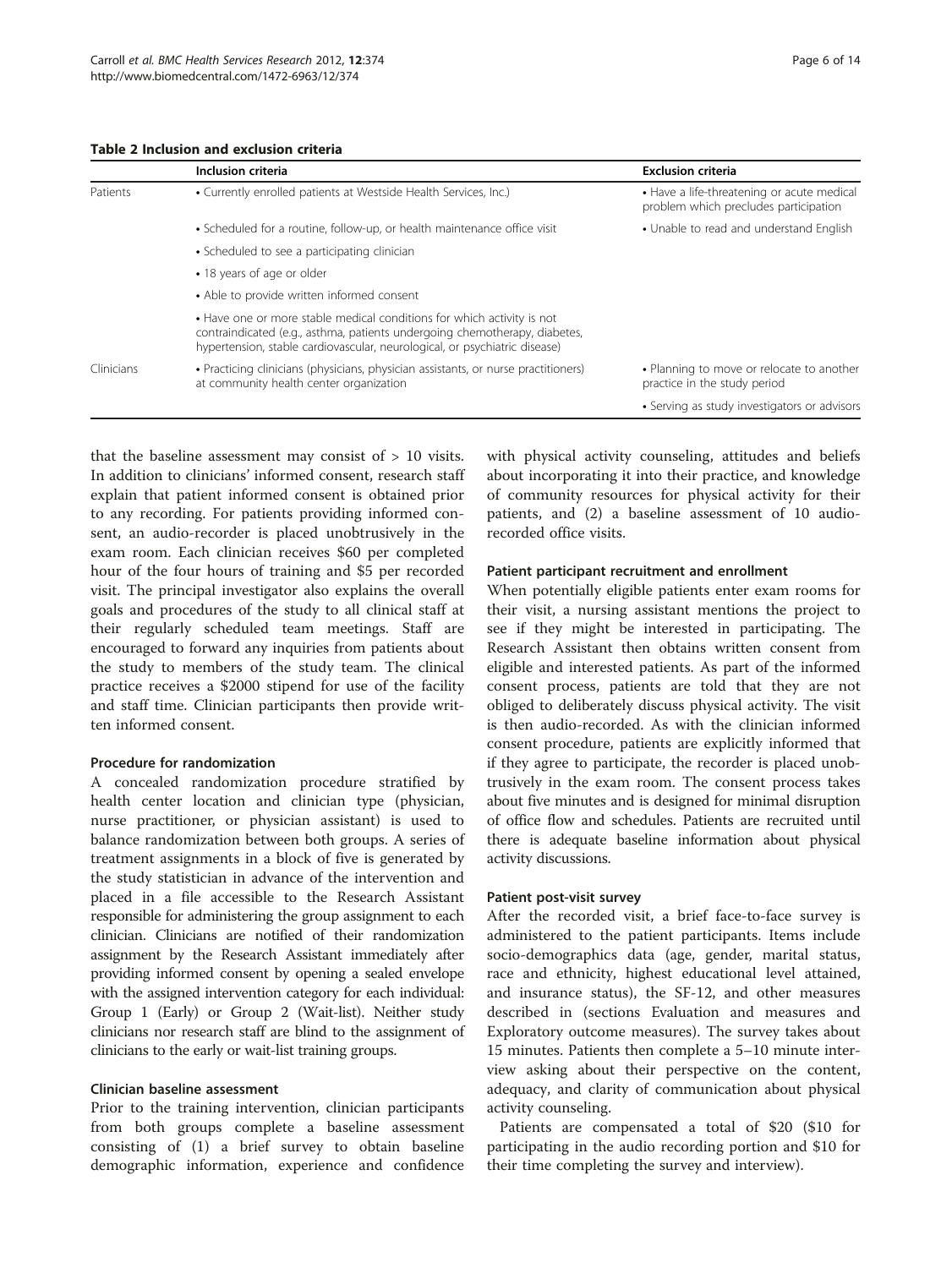**Table 2 Inclusion and exclusion criteria**

| | Inclusion criteria | Exclusion criteria |
|---|---|---|
| Patients | • Currently enrolled patients at Westside Health Services, Inc.) | • Have a life-threatening or acute medical problem which precludes participation |
| | • Scheduled for a routine, follow-up, or health maintenance office visit | • Unable to read and understand English |
| | • Scheduled to see a participating clinician | |
| | • 18 years of age or older | |
| | • Able to provide written informed consent | |
| | • Have one or more stable medical conditions for which activity is not contraindicated (e.g., asthma, patients undergoing chemotherapy, diabetes, hypertension, stable cardiovascular, neurological, or psychiatric disease) | |
| Clinicians | • Practicing clinicians (physicians, physician assistants, or nurse practitioners) at community health center organization | • Planning to move or relocate to another practice in the study period |
| | | • Serving as study investigators or advisors |

that the baseline assessment may consist of > 10 visits. In addition to clinicians' informed consent, research staff explain that patient informed consent is obtained prior to any recording. For patients providing informed consent, an audio-recorder is placed unobtrusively in the exam room. Each clinician receives $60 per completed hour of the four hours of training and $5 per recorded visit. The principal investigator also explains the overall goals and procedures of the study to all clinical staff at their regularly scheduled team meetings. Staff are encouraged to forward any inquiries from patients about the study to members of the study team. The clinical practice receives a $2000 stipend for use of the facility and staff time. Clinician participants then provide written informed consent.

#### Procedure for randomization

A concealed randomization procedure stratified by health center location and clinician type (physician, nurse practitioner, or physician assistant) is used to balance randomization between both groups. A series of treatment assignments in a block of five is generated by the study statistician in advance of the intervention and placed in a file accessible to the Research Assistant responsible for administering the group assignment to each clinician. Clinicians are notified of their randomization assignment by the Research Assistant immediately after providing informed consent by opening a sealed envelope with the assigned intervention category for each individual: Group 1 (Early) or Group 2 (Wait-list). Neither study clinicians nor research staff are blind to the assignment of clinicians to the early or wait-list training groups.

#### Clinician baseline assessment

Prior to the training intervention, clinician participants from both groups complete a baseline assessment consisting of (1) a brief survey to obtain baseline demographic information, experience and confidence with physical activity counseling, attitudes and beliefs about incorporating it into their practice, and knowledge of community resources for physical activity for their patients, and (2) a baseline assessment of 10 audio-recorded office visits.

#### Patient participant recruitment and enrollment

When potentially eligible patients enter exam rooms for their visit, a nursing assistant mentions the project to see if they might be interested in participating. The Research Assistant then obtains written consent from eligible and interested patients. As part of the informed consent process, patients are told that they are not obliged to deliberately discuss physical activity. The visit is then audio-recorded. As with the clinician informed consent procedure, patients are explicitly informed that if they agree to participate, the recorder is placed unobtrusively in the exam room. The consent process takes about five minutes and is designed for minimal disruption of office flow and schedules. Patients are recruited until there is adequate baseline information about physical activity discussions.

#### Patient post-visit survey

After the recorded visit, a brief face-to-face survey is administered to the patient participants. Items include socio-demographics data (age, gender, marital status, race and ethnicity, highest educational level attained, and insurance status), the SF-12, and other measures described in (sections Evaluation and measures and Exploratory outcome measures). The survey takes about 15 minutes. Patients then complete a 5–10 minute interview asking about their perspective on the content, adequacy, and clarity of communication about physical activity counseling.

Patients are compensated a total of $20 ($10 for participating in the audio recording portion and $10 for their time completing the survey and interview).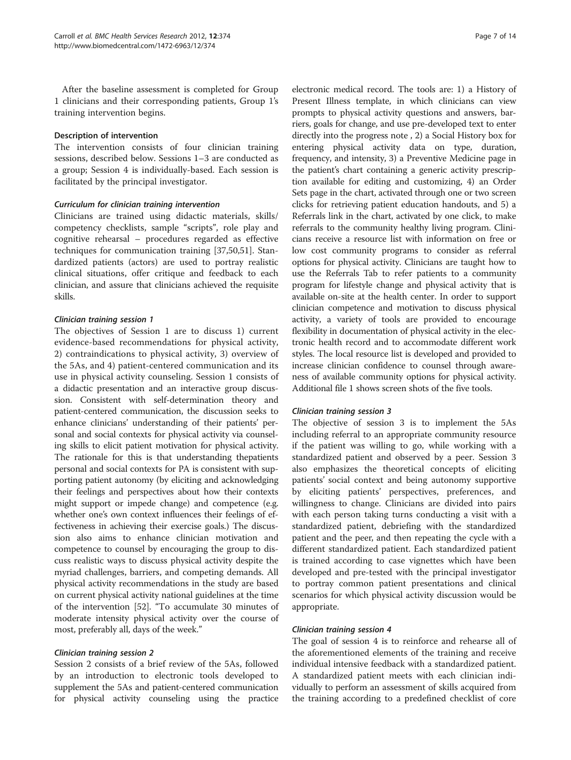After the baseline assessment is completed for Group 1 clinicians and their corresponding patients, Group 1's training intervention begins.

### Description of intervention

The intervention consists of four clinician training sessions, described below. Sessions 1–3 are conducted as a group; Session 4 is individually-based. Each session is facilitated by the principal investigator.

#### *Curriculum for clinician training intervention*

Clinicians are trained using didactic materials, skills/competency checklists, sample "scripts", role play and cognitive rehearsal – procedures regarded as effective techniques for communication training [37,50,51]. Standardized patients (actors) are used to portray realistic clinical situations, offer critique and feedback to each clinician, and assure that clinicians achieved the requisite skills.

#### *Clinician training session 1*

The objectives of Session 1 are to discuss 1) current evidence-based recommendations for physical activity, 2) contraindications to physical activity, 3) overview of the 5As, and 4) patient-centered communication and its use in physical activity counseling. Session 1 consists of a didactic presentation and an interactive group discussion. Consistent with self-determination theory and patient-centered communication, the discussion seeks to enhance clinicians' understanding of their patients' personal and social contexts for physical activity via counseling skills to elicit patient motivation for physical activity. The rationale for this is that understanding thepatients personal and social contexts for PA is consistent with supporting patient autonomy (by eliciting and acknowledging their feelings and perspectives about how their contexts might support or impede change) and competence (e.g. whether one's own context influences their feelings of effectiveness in achieving their exercise goals.) The discussion also aims to enhance clinician motivation and competence to counsel by encouraging the group to discuss realistic ways to discuss physical activity despite the myriad challenges, barriers, and competing demands. All physical activity recommendations in the study are based on current physical activity national guidelines at the time of the intervention [52]. "To accumulate 30 minutes of moderate intensity physical activity over the course of most, preferably all, days of the week."

#### *Clinician training session 2*

Session 2 consists of a brief review of the 5As, followed by an introduction to electronic tools developed to supplement the 5As and patient-centered communication for physical activity counseling using the practice electronic medical record. The tools are: 1) a History of Present Illness template, in which clinicians can view prompts to physical activity questions and answers, barriers, goals for change, and use pre-developed text to enter directly into the progress note , 2) a Social History box for entering physical activity data on type, duration, frequency, and intensity, 3) a Preventive Medicine page in the patient's chart containing a generic activity prescription available for editing and customizing, 4) an Order Sets page in the chart, activated through one or two screen clicks for retrieving patient education handouts, and 5) a Referrals link in the chart, activated by one click, to make referrals to the community healthy living program. Clinicians receive a resource list with information on free or low cost community programs to consider as referral options for physical activity. Clinicians are taught how to use the Referrals Tab to refer patients to a community program for lifestyle change and physical activity that is available on-site at the health center. In order to support clinician competence and motivation to discuss physical activity, a variety of tools are provided to encourage flexibility in documentation of physical activity in the electronic health record and to accommodate different work styles. The local resource list is developed and provided to increase clinician confidence to counsel through awareness of available community options for physical activity. Additional file 1 shows screen shots of the five tools.

#### *Clinician training session 3*

The objective of session 3 is to implement the 5As including referral to an appropriate community resource if the patient was willing to go, while working with a standardized patient and observed by a peer. Session 3 also emphasizes the theoretical concepts of eliciting patients' social context and being autonomy supportive by eliciting patients' perspectives, preferences, and willingness to change. Clinicians are divided into pairs with each person taking turns conducting a visit with a standardized patient, debriefing with the standardized patient and the peer, and then repeating the cycle with a different standardized patient. Each standardized patient is trained according to case vignettes which have been developed and pre-tested with the principal investigator to portray common patient presentations and clinical scenarios for which physical activity discussion would be appropriate.

#### *Clinician training session 4*

The goal of session 4 is to reinforce and rehearse all of the aforementioned elements of the training and receive individual intensive feedback with a standardized patient. A standardized patient meets with each clinician individually to perform an assessment of skills acquired from the training according to a predefined checklist of core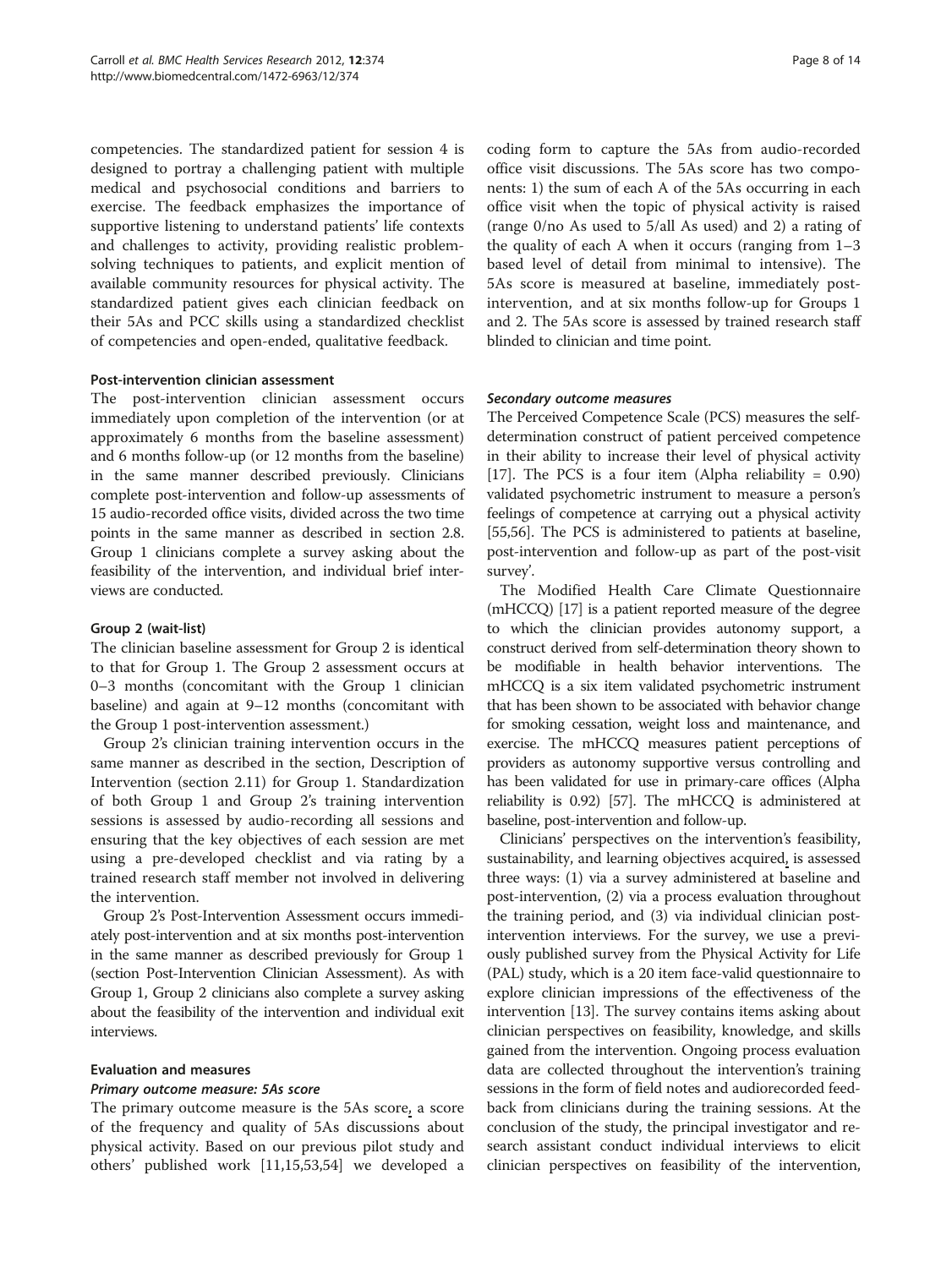competencies. The standardized patient for session 4 is designed to portray a challenging patient with multiple medical and psychosocial conditions and barriers to exercise. The feedback emphasizes the importance of supportive listening to understand patients' life contexts and challenges to activity, providing realistic problem-solving techniques to patients, and explicit mention of available community resources for physical activity. The standardized patient gives each clinician feedback on their 5As and PCC skills using a standardized checklist of competencies and open-ended, qualitative feedback.

#### Post-intervention clinician assessment

The post-intervention clinician assessment occurs immediately upon completion of the intervention (or at approximately 6 months from the baseline assessment) and 6 months follow-up (or 12 months from the baseline) in the same manner described previously. Clinicians complete post-intervention and follow-up assessments of 15 audio-recorded office visits, divided across the two time points in the same manner as described in section 2.8. Group 1 clinicians complete a survey asking about the feasibility of the intervention, and individual brief interviews are conducted.

#### Group 2 (wait-list)

The clinician baseline assessment for Group 2 is identical to that for Group 1. The Group 2 assessment occurs at 0–3 months (concomitant with the Group 1 clinician baseline) and again at 9–12 months (concomitant with the Group 1 post-intervention assessment.)

Group 2's clinician training intervention occurs in the same manner as described in the section, Description of Intervention (section 2.11) for Group 1. Standardization of both Group 1 and Group 2's training intervention sessions is assessed by audio-recording all sessions and ensuring that the key objectives of each session are met using a pre-developed checklist and via rating by a trained research staff member not involved in delivering the intervention.

Group 2's Post-Intervention Assessment occurs immediately post-intervention and at six months post-intervention in the same manner as described previously for Group 1 (section Post-Intervention Clinician Assessment). As with Group 1, Group 2 clinicians also complete a survey asking about the feasibility of the intervention and individual exit interviews.

#### Evaluation and measures

##### *Primary outcome measure: 5As score*

The primary outcome measure is the 5As score, a score of the frequency and quality of 5As discussions about physical activity. Based on our previous pilot study and others' published work [11,15,53,54] we developed a coding form to capture the 5As from audio-recorded office visit discussions. The 5As score has two components: 1) the sum of each A of the 5As occurring in each office visit when the topic of physical activity is raised (range 0/no As used to 5/all As used) and 2) a rating of the quality of each A when it occurs (ranging from 1–3 based level of detail from minimal to intensive). The 5As score is measured at baseline, immediately post-intervention, and at six months follow-up for Groups 1 and 2. The 5As score is assessed by trained research staff blinded to clinician and time point.

##### *Secondary outcome measures*

The Perceived Competence Scale (PCS) measures the self-determination construct of patient perceived competence in their ability to increase their level of physical activity [17]. The PCS is a four item (Alpha reliability = 0.90) validated psychometric instrument to measure a person's feelings of competence at carrying out a physical activity [55,56]. The PCS is administered to patients at baseline, post-intervention and follow-up as part of the post-visit survey'.

The Modified Health Care Climate Questionnaire (mHCCQ) [17] is a patient reported measure of the degree to which the clinician provides autonomy support, a construct derived from self-determination theory shown to be modifiable in health behavior interventions. The mHCCQ is a six item validated psychometric instrument that has been shown to be associated with behavior change for smoking cessation, weight loss and maintenance, and exercise. The mHCCQ measures patient perceptions of providers as autonomy supportive versus controlling and has been validated for use in primary-care offices (Alpha reliability is 0.92) [57]. The mHCCQ is administered at baseline, post-intervention and follow-up.

Clinicians' perspectives on the intervention's feasibility, sustainability, and learning objectives acquired, is assessed three ways: (1) via a survey administered at baseline and post-intervention, (2) via a process evaluation throughout the training period, and (3) via individual clinician post-intervention interviews. For the survey, we use a previously published survey from the Physical Activity for Life (PAL) study, which is a 20 item face-valid questionnaire to explore clinician impressions of the effectiveness of the intervention [13]. The survey contains items asking about clinician perspectives on feasibility, knowledge, and skills gained from the intervention. Ongoing process evaluation data are collected throughout the intervention's training sessions in the form of field notes and audiorecorded feedback from clinicians during the training sessions. At the conclusion of the study, the principal investigator and research assistant conduct individual interviews to elicit clinician perspectives on feasibility of the intervention,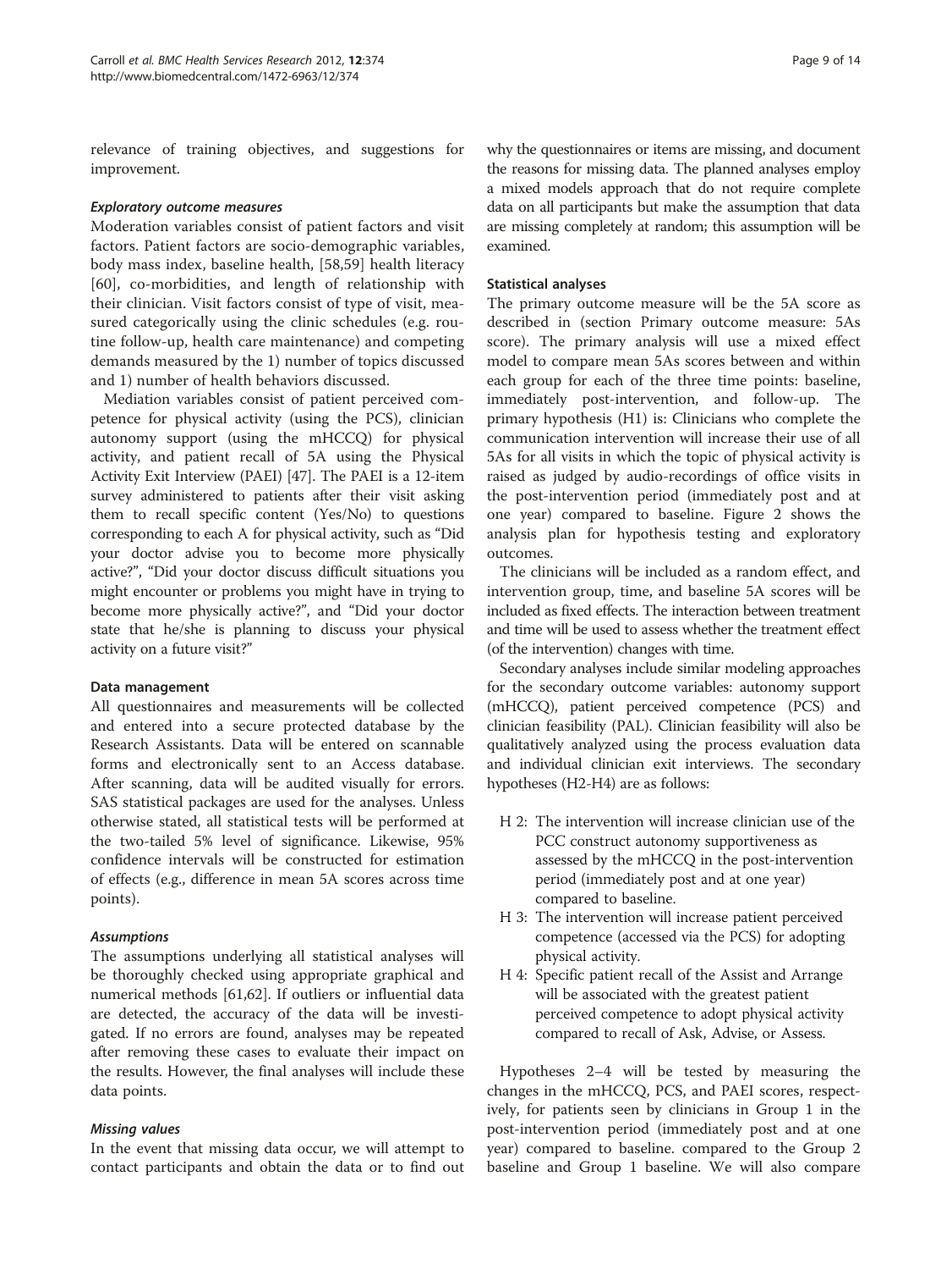relevance of training objectives, and suggestions for improvement.

#### *Exploratory outcome measures*

Moderation variables consist of patient factors and visit factors. Patient factors are socio-demographic variables, body mass index, baseline health, [58,59] health literacy [60], co-morbidities, and length of relationship with their clinician. Visit factors consist of type of visit, measured categorically using the clinic schedules (e.g. routine follow-up, health care maintenance) and competing demands measured by the 1) number of topics discussed and 1) number of health behaviors discussed.

Mediation variables consist of patient perceived competence for physical activity (using the PCS), clinician autonomy support (using the mHCCQ) for physical activity, and patient recall of 5A using the Physical Activity Exit Interview (PAEI) [47]. The PAEI is a 12-item survey administered to patients after their visit asking them to recall specific content (Yes/No) to questions corresponding to each A for physical activity, such as "Did your doctor advise you to become more physically active?", "Did your doctor discuss difficult situations you might encounter or problems you might have in trying to become more physically active?", and "Did your doctor state that he/she is planning to discuss your physical activity on a future visit?"

### Data management

All questionnaires and measurements will be collected and entered into a secure protected database by the Research Assistants. Data will be entered on scannable forms and electronically sent to an Access database. After scanning, data will be audited visually for errors. SAS statistical packages are used for the analyses. Unless otherwise stated, all statistical tests will be performed at the two-tailed 5% level of significance. Likewise, 95% confidence intervals will be constructed for estimation of effects (e.g., difference in mean 5A scores across time points).

#### *Assumptions*

The assumptions underlying all statistical analyses will be thoroughly checked using appropriate graphical and numerical methods [61,62]. If outliers or influential data are detected, the accuracy of the data will be investigated. If no errors are found, analyses may be repeated after removing these cases to evaluate their impact on the results. However, the final analyses will include these data points.

#### *Missing values*

In the event that missing data occur, we will attempt to contact participants and obtain the data or to find out why the questionnaires or items are missing, and document the reasons for missing data. The planned analyses employ a mixed models approach that do not require complete data on all participants but make the assumption that data are missing completely at random; this assumption will be examined.

### Statistical analyses

The primary outcome measure will be the 5A score as described in (section Primary outcome measure: 5As score). The primary analysis will use a mixed effect model to compare mean 5As scores between and within each group for each of the three time points: baseline, immediately post-intervention, and follow-up. The primary hypothesis (H1) is: Clinicians who complete the communication intervention will increase their use of all 5As for all visits in which the topic of physical activity is raised as judged by audio-recordings of office visits in the post-intervention period (immediately post and at one year) compared to baseline. Figure 2 shows the analysis plan for hypothesis testing and exploratory outcomes.

The clinicians will be included as a random effect, and intervention group, time, and baseline 5A scores will be included as fixed effects. The interaction between treatment and time will be used to assess whether the treatment effect (of the intervention) changes with time.

Secondary analyses include similar modeling approaches for the secondary outcome variables: autonomy support (mHCCQ), patient perceived competence (PCS) and clinician feasibility (PAL). Clinician feasibility will also be qualitatively analyzed using the process evaluation data and individual clinician exit interviews. The secondary hypotheses (H2-H4) are as follows:

- H 2: The intervention will increase clinician use of the PCC construct autonomy supportiveness as assessed by the mHCCQ in the post-intervention period (immediately post and at one year) compared to baseline.
- H 3: The intervention will increase patient perceived competence (accessed via the PCS) for adopting physical activity.
- H 4: Specific patient recall of the Assist and Arrange will be associated with the greatest patient perceived competence to adopt physical activity compared to recall of Ask, Advise, or Assess.

Hypotheses 2–4 will be tested by measuring the changes in the mHCCQ, PCS, and PAEI scores, respectively, for patients seen by clinicians in Group 1 in the post-intervention period (immediately post and at one year) compared to baseline. compared to the Group 2 baseline and Group 1 baseline. We will also compare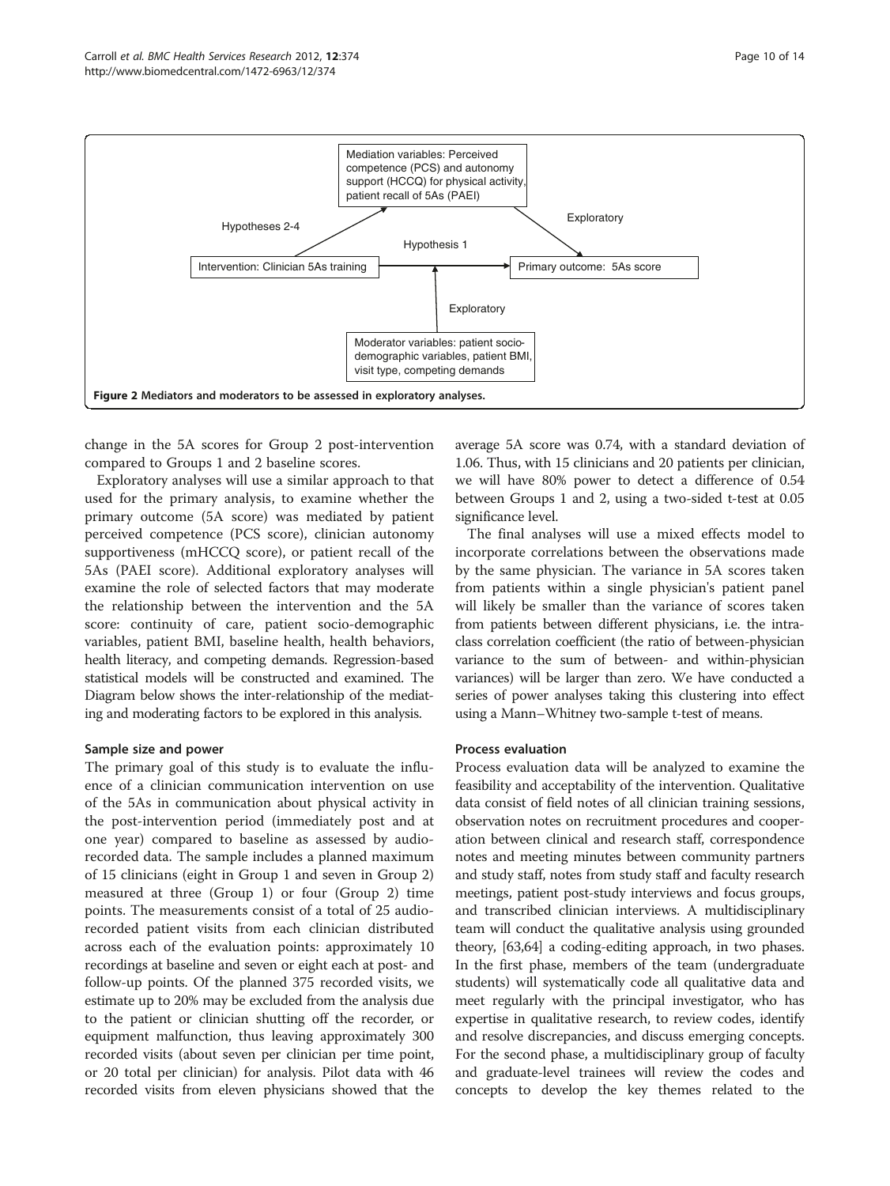Mediation variables: Perceived competence (PCS) and autonomy support (HCCQ) for physical activity, patient recall of 5As (PAEI)

Hypotheses 2-4

Exploratory

Hypothesis 1

Intervention: Clinician 5As training

Primary outcome: 5As score

Exploratory

Moderator variables: patient socio-demographic variables, patient BMI, visit type, competing demands

**Figure 2 Mediators and moderators to be assessed in exploratory analyses.**

change in the 5A scores for Group 2 post-intervention compared to Groups 1 and 2 baseline scores.

Exploratory analyses will use a similar approach to that used for the primary analysis, to examine whether the primary outcome (5A score) was mediated by patient perceived competence (PCS score), clinician autonomy supportiveness (mHCCQ score), or patient recall of the 5As (PAEI score). Additional exploratory analyses will examine the role of selected factors that may moderate the relationship between the intervention and the 5A score: continuity of care, patient socio-demographic variables, patient BMI, baseline health, health behaviors, health literacy, and competing demands. Regression-based statistical models will be constructed and examined. The Diagram below shows the inter-relationship of the mediating and moderating factors to be explored in this analysis.

#### Sample size and power

The primary goal of this study is to evaluate the influence of a clinician communication intervention on use of the 5As in communication about physical activity in the post-intervention period (immediately post and at one year) compared to baseline as assessed by audio-recorded data. The sample includes a planned maximum of 15 clinicians (eight in Group 1 and seven in Group 2) measured at three (Group 1) or four (Group 2) time points. The measurements consist of a total of 25 audio-recorded patient visits from each clinician distributed across each of the evaluation points: approximately 10 recordings at baseline and seven or eight each at post- and follow-up points. Of the planned 375 recorded visits, we estimate up to 20% may be excluded from the analysis due to the patient or clinician shutting off the recorder, or equipment malfunction, thus leaving approximately 300 recorded visits (about seven per clinician per time point, or 20 total per clinician) for analysis. Pilot data with 46 recorded visits from eleven physicians showed that the average 5A score was 0.74, with a standard deviation of 1.06. Thus, with 15 clinicians and 20 patients per clinician, we will have 80% power to detect a difference of 0.54 between Groups 1 and 2, using a two-sided t-test at 0.05 significance level.

The final analyses will use a mixed effects model to incorporate correlations between the observations made by the same physician. The variance in 5A scores taken from patients within a single physician's patient panel will likely be smaller than the variance of scores taken from patients between different physicians, i.e. the intra-class correlation coefficient (the ratio of between-physician variance to the sum of between- and within-physician variances) will be larger than zero. We have conducted a series of power analyses taking this clustering into effect using a Mann–Whitney two-sample t-test of means.

#### Process evaluation

Process evaluation data will be analyzed to examine the feasibility and acceptability of the intervention. Qualitative data consist of field notes of all clinician training sessions, observation notes on recruitment procedures and cooperation between clinical and research staff, correspondence notes and meeting minutes between community partners and study staff, notes from study staff and faculty research meetings, patient post-study interviews and focus groups, and transcribed clinician interviews. A multidisciplinary team will conduct the qualitative analysis using grounded theory, [63,64] a coding-editing approach, in two phases. In the first phase, members of the team (undergraduate students) will systematically code all qualitative data and meet regularly with the principal investigator, who has expertise in qualitative research, to review codes, identify and resolve discrepancies, and discuss emerging concepts. For the second phase, a multidisciplinary group of faculty and graduate-level trainees will review the codes and concepts to develop the key themes related to the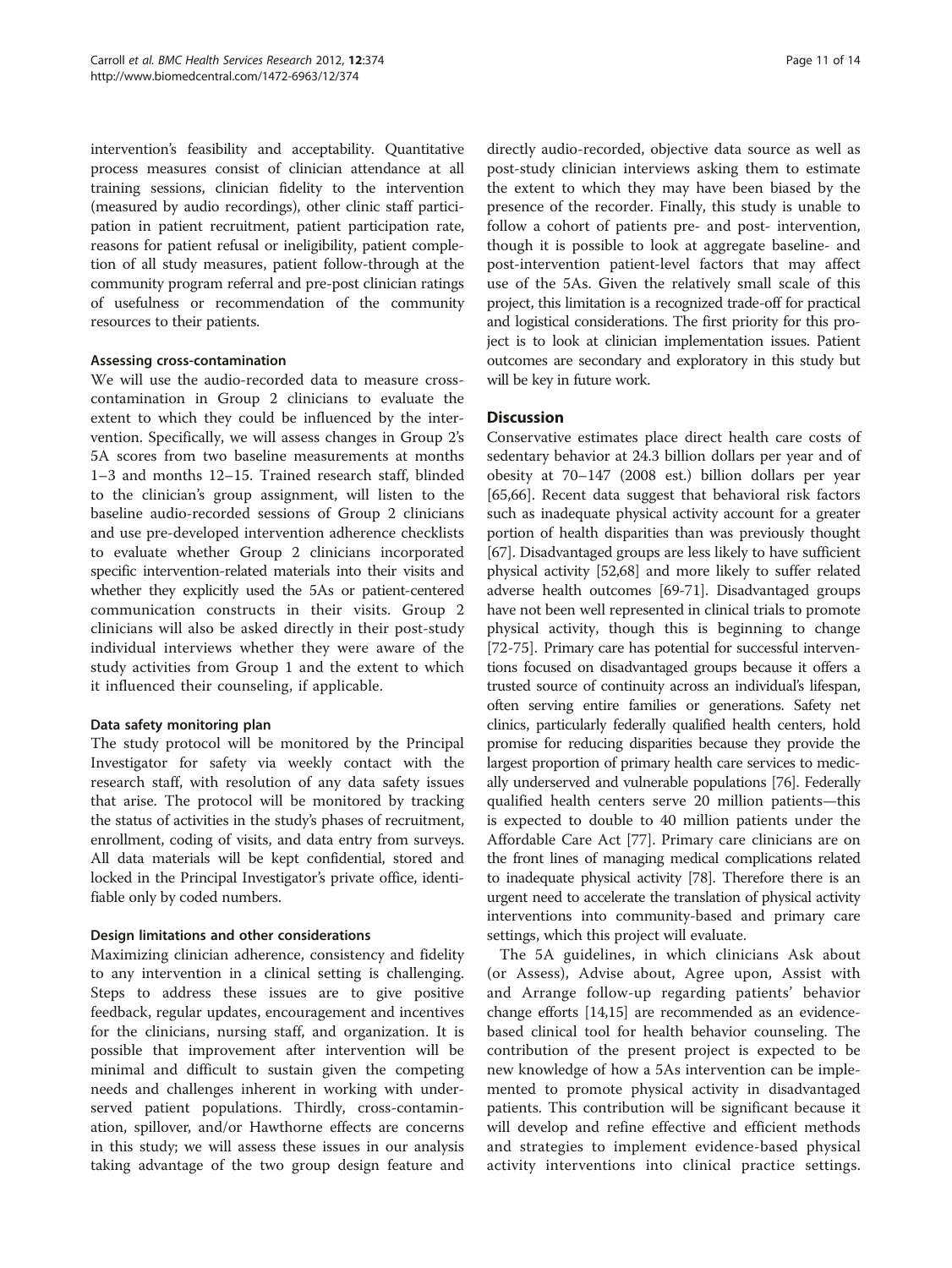intervention's feasibility and acceptability. Quantitative process measures consist of clinician attendance at all training sessions, clinician fidelity to the intervention (measured by audio recordings), other clinic staff participation in patient recruitment, patient participation rate, reasons for patient refusal or ineligibility, patient completion of all study measures, patient follow-through at the community program referral and pre-post clinician ratings of usefulness or recommendation of the community resources to their patients.

#### Assessing cross-contamination

We will use the audio-recorded data to measure cross-contamination in Group 2 clinicians to evaluate the extent to which they could be influenced by the intervention. Specifically, we will assess changes in Group 2's 5A scores from two baseline measurements at months 1–3 and months 12–15. Trained research staff, blinded to the clinician's group assignment, will listen to the baseline audio-recorded sessions of Group 2 clinicians and use pre-developed intervention adherence checklists to evaluate whether Group 2 clinicians incorporated specific intervention-related materials into their visits and whether they explicitly used the 5As or patient-centered communication constructs in their visits. Group 2 clinicians will also be asked directly in their post-study individual interviews whether they were aware of the study activities from Group 1 and the extent to which it influenced their counseling, if applicable.

#### Data safety monitoring plan

The study protocol will be monitored by the Principal Investigator for safety via weekly contact with the research staff, with resolution of any data safety issues that arise. The protocol will be monitored by tracking the status of activities in the study's phases of recruitment, enrollment, coding of visits, and data entry from surveys. All data materials will be kept confidential, stored and locked in the Principal Investigator's private office, identifiable only by coded numbers.

#### Design limitations and other considerations

Maximizing clinician adherence, consistency and fidelity to any intervention in a clinical setting is challenging. Steps to address these issues are to give positive feedback, regular updates, encouragement and incentives for the clinicians, nursing staff, and organization. It is possible that improvement after intervention will be minimal and difficult to sustain given the competing needs and challenges inherent in working with underserved patient populations. Thirdly, cross-contamination, spillover, and/or Hawthorne effects are concerns in this study; we will assess these issues in our analysis taking advantage of the two group design feature and directly audio-recorded, objective data source as well as post-study clinician interviews asking them to estimate the extent to which they may have been biased by the presence of the recorder. Finally, this study is unable to follow a cohort of patients pre- and post- intervention, though it is possible to look at aggregate baseline- and post-intervention patient-level factors that may affect use of the 5As. Given the relatively small scale of this project, this limitation is a recognized trade-off for practical and logistical considerations. The first priority for this project is to look at clinician implementation issues. Patient outcomes are secondary and exploratory in this study but will be key in future work.

## Discussion

Conservative estimates place direct health care costs of sedentary behavior at 24.3 billion dollars per year and of obesity at 70–147 (2008 est.) billion dollars per year [65,66]. Recent data suggest that behavioral risk factors such as inadequate physical activity account for a greater portion of health disparities than was previously thought [67]. Disadvantaged groups are less likely to have sufficient physical activity [52,68] and more likely to suffer related adverse health outcomes [69-71]. Disadvantaged groups have not been well represented in clinical trials to promote physical activity, though this is beginning to change [72-75]. Primary care has potential for successful interventions focused on disadvantaged groups because it offers a trusted source of continuity across an individual's lifespan, often serving entire families or generations. Safety net clinics, particularly federally qualified health centers, hold promise for reducing disparities because they provide the largest proportion of primary health care services to medically underserved and vulnerable populations [76]. Federally qualified health centers serve 20 million patients—this is expected to double to 40 million patients under the Affordable Care Act [77]. Primary care clinicians are on the front lines of managing medical complications related to inadequate physical activity [78]. Therefore there is an urgent need to accelerate the translation of physical activity interventions into community-based and primary care settings, which this project will evaluate.

The 5A guidelines, in which clinicians Ask about (or Assess), Advise about, Agree upon, Assist with and Arrange follow-up regarding patients' behavior change efforts [14,15] are recommended as an evidence-based clinical tool for health behavior counseling. The contribution of the present project is expected to be new knowledge of how a 5As intervention can be implemented to promote physical activity in disadvantaged patients. This contribution will be significant because it will develop and refine effective and efficient methods and strategies to implement evidence-based physical activity interventions into clinical practice settings.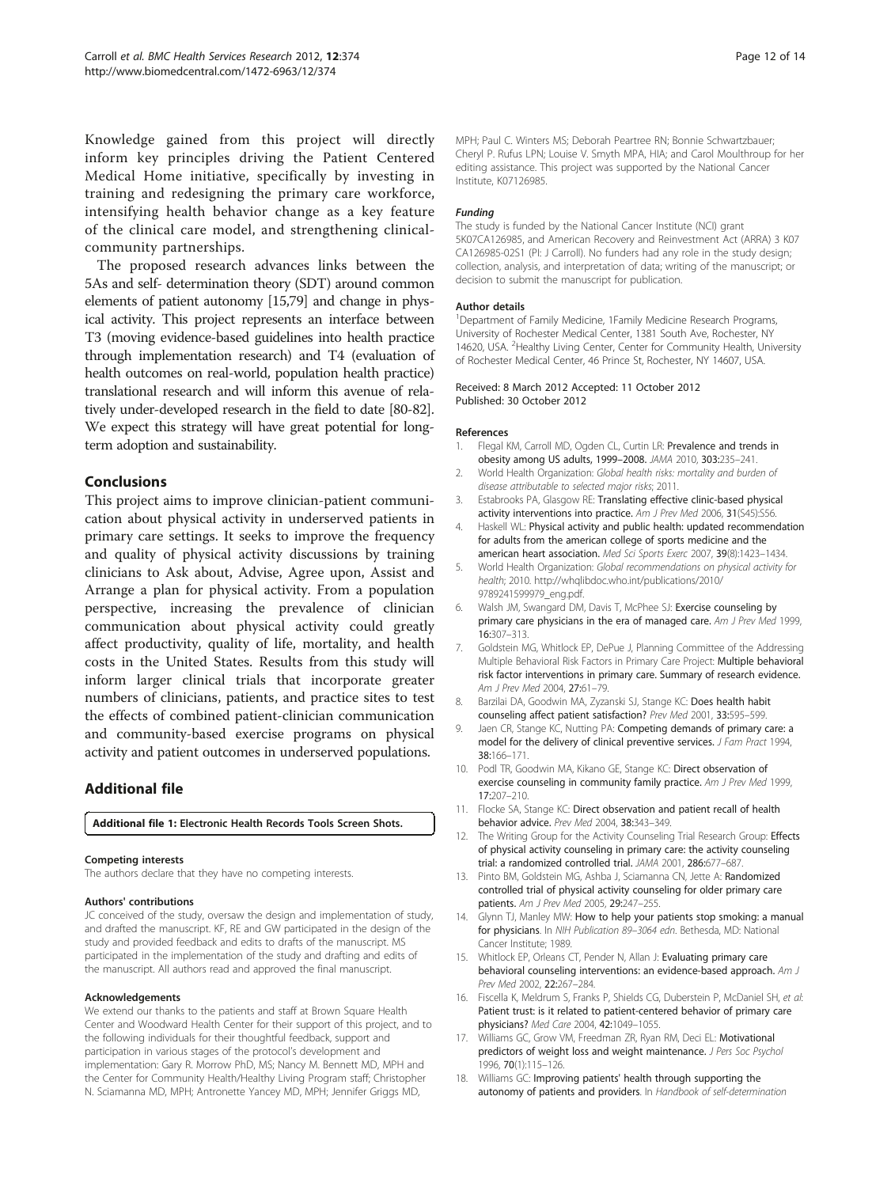Knowledge gained from this project will directly inform key principles driving the Patient Centered Medical Home initiative, specifically by investing in training and redesigning the primary care workforce, intensifying health behavior change as a key feature of the clinical care model, and strengthening clinical-community partnerships.

The proposed research advances links between the 5As and self- determination theory (SDT) around common elements of patient autonomy [15,79] and change in physical activity. This project represents an interface between T3 (moving evidence-based guidelines into health practice through implementation research) and T4 (evaluation of health outcomes on real-world, population health practice) translational research and will inform this avenue of relatively under-developed research in the field to date [80-82]. We expect this strategy will have great potential for long-term adoption and sustainability.

## Conclusions

This project aims to improve clinician-patient communication about physical activity in underserved patients in primary care settings. It seeks to improve the frequency and quality of physical activity discussions by training clinicians to Ask about, Advise, Agree upon, Assist and Arrange a plan for physical activity. From a population perspective, increasing the prevalence of clinician communication about physical activity could greatly affect productivity, quality of life, mortality, and health costs in the United States. Results from this study will inform larger clinical trials that incorporate greater numbers of clinicians, patients, and practice sites to test the effects of combined patient-clinician communication and community-based exercise programs on physical activity and patient outcomes in underserved populations.

## Additional file

**Additional file 1: Electronic Health Records Tools Screen Shots.**

#### Competing interests

The authors declare that they have no competing interests.

#### Authors' contributions

JC conceived of the study, oversaw the design and implementation of study, and drafted the manuscript. KF, RE and GW participated in the design of the study and provided feedback and edits to drafts of the manuscript. MS participated in the implementation of the study and drafting and edits of the manuscript. All authors read and approved the final manuscript.

#### Acknowledgements

We extend our thanks to the patients and staff at Brown Square Health Center and Woodward Health Center for their support of this project, and to the following individuals for their thoughtful feedback, support and participation in various stages of the protocol's development and implementation: Gary R. Morrow PhD, MS; Nancy M. Bennett MD, MPH and the Center for Community Health/Healthy Living Program staff; Christopher N. Sciamanna MD, MPH; Antronette Yancey MD, MPH; Jennifer Griggs MD, MPH; Paul C. Winters MS; Deborah Peartree RN; Bonnie Schwartzbauer; Cheryl P. Rufus LPN; Louise V. Smyth MPA, HIA; and Carol Moulthroup for her editing assistance. This project was supported by the National Cancer Institute, K07126985.

#### *Funding*

The study is funded by the National Cancer Institute (NCI) grant 5K07CA126985, and American Recovery and Reinvestment Act (ARRA) 3 K07 CA126985-02S1 (PI: J Carroll). No funders had any role in the study design; collection, analysis, and interpretation of data; writing of the manuscript; or decision to submit the manuscript for publication.

#### Author details

[1]Department of Family Medicine, 1Family Medicine Research Programs, University of Rochester Medical Center, 1381 South Ave, Rochester, NY 14620, USA. [2]Healthy Living Center, Center for Community Health, University of Rochester Medical Center, 46 Prince St, Rochester, NY 14607, USA.

Received: 8 March 2012 Accepted: 11 October 2012
Published: 30 October 2012

#### References

1. Flegal KM, Carroll MD, Ogden CL, Curtin LR: **Prevalence and trends in obesity among US adults, 1999–2008.** *JAMA* 2010, **303:**235–241.
2. World Health Organization: *Global health risks: mortality and burden of disease attributable to selected major risks*; 2011.
3. Estabrooks PA, Glasgow RE: **Translating effective clinic-based physical activity interventions into practice.** *Am J Prev Med* 2006, **31**(S45):S56.
4. Haskell WL: **Physical activity and public health: updated recommendation for adults from the american college of sports medicine and the american heart association.** *Med Sci Sports Exerc* 2007, **39**(8):1423–1434.
5. World Health Organization: *Global recommendations on physical activity for health*; 2010. http://whqlibdoc.who.int/publications/2010/9789241599979_eng.pdf.
6. Walsh JM, Swangard DM, Davis T, McPhee SJ: **Exercise counseling by primary care physicians in the era of managed care.** *Am J Prev Med* 1999, **16:**307–313.
7. Goldstein MG, Whitlock EP, DePue J, Planning Committee of the Addressing Multiple Behavioral Risk Factors in Primary Care Project: **Multiple behavioral risk factor interventions in primary care. Summary of research evidence.** *Am J Prev Med* 2004, **27:**61–79.
8. Barzilai DA, Goodwin MA, Zyzanski SJ, Stange KC: **Does health habit counseling affect patient satisfaction?** *Prev Med* 2001, **33:**595–599.
9. Jaen CR, Stange KC, Nutting PA: **Competing demands of primary care: a model for the delivery of clinical preventive services.** *J Fam Pract* 1994, **38:**166–171.
10. Podl TR, Goodwin MA, Kikano GE, Stange KC: **Direct observation of exercise counseling in community family practice.** *Am J Prev Med* 1999, **17:**207–210.
11. Flocke SA, Stange KC: **Direct observation and patient recall of health behavior advice.** *Prev Med* 2004, **38:**343–349.
12. The Writing Group for the Activity Counseling Trial Research Group: **Effects of physical activity counseling in primary care: the activity counseling trial: a randomized controlled trial.** *JAMA* 2001, **286:**677–687.
13. Pinto BM, Goldstein MG, Ashba J, Sciamanna CN, Jette A: **Randomized controlled trial of physical activity counseling for older primary care patients.** *Am J Prev Med* 2005, **29:**247–255.
14. Glynn TJ, Manley MW: **How to help your patients stop smoking: a manual for physicians**. In *NIH Publication 89–3064 edn*. Bethesda, MD: National Cancer Institute; 1989.
15. Whitlock EP, Orleans CT, Pender N, Allan J: **Evaluating primary care behavioral counseling interventions: an evidence-based approach.** *Am J Prev Med* 2002, **22:**267–284.
16. Fiscella K, Meldrum S, Franks P, Shields CG, Duberstein P, McDaniel SH, *et al*: **Patient trust: is it related to patient-centered behavior of primary care physicians?** *Med Care* 2004, **42:**1049–1055.
17. Williams GC, Grow VM, Freedman ZR, Ryan RM, Deci EL: **Motivational predictors of weight loss and weight maintenance.** *J Pers Soc Psychol* 1996, **70**(1):115–126.
18. Williams GC: **Improving patients' health through supporting the autonomy of patients and providers**. In *Handbook of self-determination*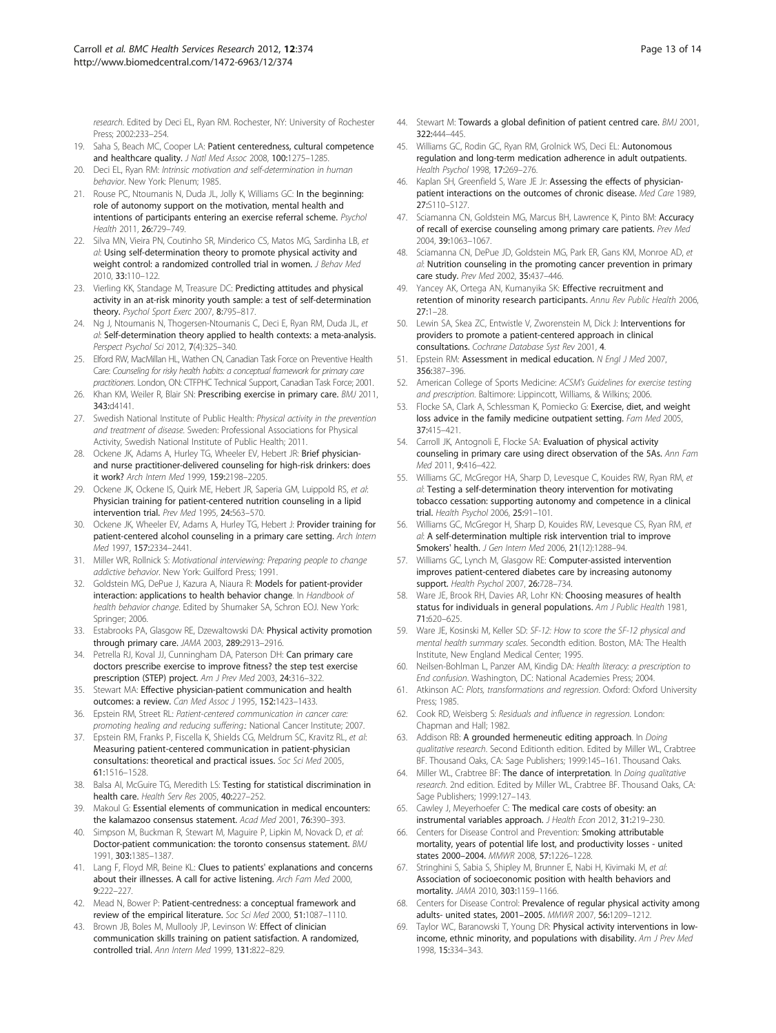research. Edited by Deci EL, Ryan RM. Rochester, NY: University of Rochester Press; 2002:233–254.

19. Saha S, Beach MC, Cooper LA: **Patient centeredness, cultural competence and healthcare quality.** *J Natl Med Assoc* 2008, **100:**1275–1285.
20. Deci EL, Ryan RM: *Intrinsic motivation and self-determination in human behavior*. New York: Plenum; 1985.
21. Rouse PC, Ntoumanis N, Duda JL, Jolly K, Williams GC: **In the beginning: role of autonomy support on the motivation, mental health and intentions of participants entering an exercise referral scheme.** *Psychol Health* 2011, **26:**729–749.
22. Silva MN, Vieira PN, Coutinho SR, Minderico CS, Matos MG, Sardinha LB, *et al*: **Using self-determination theory to promote physical activity and weight control: a randomized controlled trial in women.** *J Behav Med* 2010, **33:**110–122.
23. Vierling KK, Standage M, Treasure DC: **Predicting attitudes and physical activity in an at-risk minority youth sample: a test of self-determination theory.** *Psychol Sport Exerc* 2007, **8:**795–817.
24. Ng J, Ntoumanis N, Thogersen-Ntoumanis C, Deci E, Ryan RM, Duda JL, *et al*: **Self-determination theory applied to health contexts: a meta-analysis.** *Perspect Psychol Sci* 2012, **7**(4):325–340.
25. Elford RW, MacMillan HL, Wathen CN, Canadian Task Force on Preventive Health Care: *Counseling for risky health habits: a conceptual framework for primary care practitioners*. London, ON: CTFPHC Technical Support, Canadian Task Force; 2001.
26. Khan KM, Weiler R, Blair SN: **Prescribing exercise in primary care.** *BMJ* 2011, **343:**d4141.
27. Swedish National Institute of Public Health: *Physical activity in the prevention and treatment of disease*. Sweden: Professional Associations for Physical Activity, Swedish National Institute of Public Health; 2011.
28. Ockene JK, Adams A, Hurley TG, Wheeler EV, Hebert JR: **Brief physician- and nurse practitioner-delivered counseling for high-risk drinkers: does it work?** *Arch Intern Med* 1999, **159:**2198–2205.
29. Ockene JK, Ockene IS, Quirk ME, Hebert JR, Saperia GM, Luippold RS, *et al*: **Physician training for patient-centered nutrition counseling in a lipid intervention trial.** *Prev Med* 1995, **24:**563–570.
30. Ockene JK, Wheeler EV, Adams A, Hurley TG, Hebert J: **Provider training for patient-centered alcohol counseling in a primary care setting.** *Arch Intern Med* 1997, **157:**2334–2441.
31. Miller WR, Rollnick S: *Motivational interviewing: Preparing people to change addictive behavior*. New York: Guilford Press; 1991.
32. Goldstein MG, DePue J, Kazura A, Niaura R: **Models for patient-provider interaction: applications to health behavior change.** In *Handbook of health behavior change*. Edited by Shumaker SA, Schron EOJ. New York: Springer; 2006.
33. Estabrooks PA, Glasgow RE, Dzewaltowski DA: **Physical activity promotion through primary care.** *JAMA* 2003, **289:**2913–2916.
34. Petrella RJ, Koval JJ, Cunningham DA, Paterson DH: **Can primary care doctors prescribe exercise to improve fitness? the step test exercise prescription (STEP) project.** *Am J Prev Med* 2003, **24:**316–322.
35. Stewart MA: **Effective physician-patient communication and health outcomes: a review.** *Can Med Assoc J* 1995, **152:**1423–1433.
36. Epstein RM, Street RL: *Patient-centered communication in cancer care: promoting healing and reducing suffering*.: National Cancer Institute; 2007.
37. Epstein RM, Franks P, Fiscella K, Shields CG, Meldrum SC, Kravitz RL, *et al*: **Measuring patient-centered communication in patient-physician consultations: theoretical and practical issues.** *Soc Sci Med* 2005, **61:**1516–1528.
38. Balsa AI, McGuire TG, Meredith LS: **Testing for statistical discrimination in health care.** *Health Serv Res* 2005, **40:**227–252.
39. Makoul G: **Essential elements of communication in medical encounters: the kalamazoo consensus statement.** *Acad Med* 2001, **76:**390–393.
40. Simpson M, Buckman R, Stewart M, Maguire P, Lipkin M, Novack D, *et al*: **Doctor-patient communication: the toronto consensus statement.** *BMJ* 1991, **303:**1385–1387.
41. Lang F, Floyd MR, Beine KL: **Clues to patients' explanations and concerns about their illnesses. A call for active listening.** *Arch Fam Med* 2000, **9:**222–227.
42. Mead N, Bower P: **Patient-centredness: a conceptual framework and review of the empirical literature.** *Soc Sci Med* 2000, **51:**1087–1110.
43. Brown JB, Boles M, Mullooly JP, Levinson W: **Effect of clinician communication skills training on patient satisfaction. A randomized, controlled trial.** *Ann Intern Med* 1999, **131:**822–829.
44. Stewart M: **Towards a global definition of patient centred care.** *BMJ* 2001, **322:**444–445.
45. Williams GC, Rodin GC, Ryan RM, Grolnick WS, Deci EL: **Autonomous regulation and long-term medication adherence in adult outpatients.** *Health Psychol* 1998, **17:**269–276.
46. Kaplan SH, Greenfield S, Ware JE Jr: **Assessing the effects of physician-patient interactions on the outcomes of chronic disease.** *Med Care* 1989, **27:**S110–S127.
47. Sciamanna CN, Goldstein MG, Marcus BH, Lawrence K, Pinto BM: **Accuracy of recall of exercise counseling among primary care patients.** *Prev Med* 2004, **39:**1063–1067.
48. Sciamanna CN, DePue JD, Goldstein MG, Park ER, Gans KM, Monroe AD, *et al*: **Nutrition counseling in the promoting cancer prevention in primary care study.** *Prev Med* 2002, **35:**437–446.
49. Yancey AK, Ortega AN, Kumanyika SK: **Effective recruitment and retention of minority research participants.** *Annu Rev Public Health* 2006, **27:**1–28.
50. Lewin SA, Skea ZC, Entwistle V, Zworenstein M, Dick J: **Interventions for providers to promote a patient-centered approach in clinical consultations.** *Cochrane Database Syst Rev* 2001, **4**.
51. Epstein RM: **Assessment in medical education.** *N Engl J Med* 2007, **356:**387–396.
52. American College of Sports Medicine: *ACSM's Guidelines for exercise testing and prescription*. Baltimore: Lippincott, Williams, & Wilkins; 2006.
53. Flocke SA, Clark A, Schlessman K, Pomiecko G: **Exercise, diet, and weight loss advice in the family medicine outpatient setting.** *Fam Med* 2005, **37:**415–421.
54. Carroll JK, Antognoli E, Flocke SA: **Evaluation of physical activity counseling in primary care using direct observation of the 5As.** *Ann Fam Med* 2011, **9:**416–422.
55. Williams GC, McGregor HA, Sharp D, Levesque C, Kouides RW, Ryan RM, *et al*: **Testing a self-determination theory intervention for motivating tobacco cessation: supporting autonomy and competence in a clinical trial.** *Health Psychol* 2006, **25:**91–101.
56. Williams GC, McGregor H, Sharp D, Kouides RW, Levesque CS, Ryan RM, *et al*: **A self-determination multiple risk intervention trial to improve Smokers' health.** *J Gen Intern Med* 2006, **21**(12):1288–94.
57. Williams GC, Lynch M, Glasgow RE: **Computer-assisted intervention improves patient-centered diabetes care by increasing autonomy support.** *Health Psychol* 2007, **26:**728–734.
58. Ware JE, Brook RH, Davies AR, Lohr KN: **Choosing measures of health status for individuals in general populations.** *Am J Public Health* 1981, **71:**620–625.
59. Ware JE, Kosinski M, Keller SD: *SF-12: How to score the SF-12 physical and mental health summary scales*. Secondth edition. Boston, MA: The Health Institute, New England Medical Center; 1995.
60. Neilsen-Bohlman L, Panzer AM, Kindig DA: *Health literacy: a prescription to End confusion*. Washington, DC: National Academies Press; 2004.
61. Atkinson AC: *Plots, transformations and regression*. Oxford: Oxford University Press; 1985.
62. Cook RD, Weisberg S: *Residuals and influence in regression*. London: Chapman and Hall; 1982.
63. Addison RB: **A grounded hermeneutic editing approach.** In *Doing qualitative research*. Second Editionth edition. Edited by Miller WL, Crabtree BF. Thousand Oaks, CA: Sage Publishers; 1999:145–161. Thousand Oaks.
64. Miller WL, Crabtree BF: **The dance of interpretation.** In *Doing qualitative research*. 2nd edition. Edited by Miller WL, Crabtree BF. Thousand Oaks, CA: Sage Publishers; 1999:127–143.
65. Cawley J, Meyerhoefer C: **The medical care costs of obesity: an instrumental variables approach.** *J Health Econ* 2012, **31:**219–230.
66. Centers for Disease Control and Prevention: **Smoking attributable mortality, years of potential life lost, and productivity losses - united states 2000–2004.** *MMWR* 2008, **57:**1226–1228.
67. Stringhini S, Sabia S, Shipley M, Brunner E, Nabi H, Kivimaki M, *et al*: **Association of socioeconomic position with health behaviors and mortality.** *JAMA* 2010, **303:**1159–1166.
68. Centers for Disease Control: **Prevalence of regular physical activity among adults- united states, 2001–2005.** *MMWR* 2007, **56:**1209–1212.
69. Taylor WC, Baranowski T, Young DR: **Physical activity interventions in low-income, ethnic minority, and populations with disability.** *Am J Prev Med* 1998, **15:**334–343.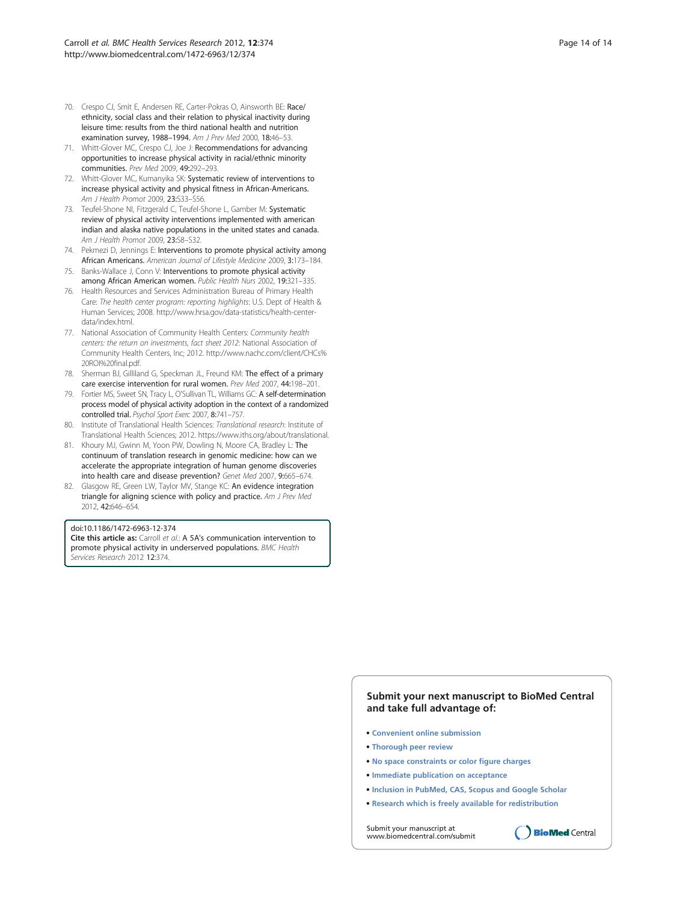70. Crespo CJ, Smit E, Andersen RE, Carter-Pokras O, Ainsworth BE: **Race/ethnicity, social class and their relation to physical inactivity during leisure time: results from the third national health and nutrition examination survey, 1988–1994.** *Am J Prev Med* 2000, **18:**46–53.
71. Whitt-Glover MC, Crespo CJ, Joe J: **Recommendations for advancing opportunities to increase physical activity in racial/ethnic minority communities.** *Prev Med* 2009, **49:**292–293.
72. Whitt-Glover MC, Kumanyika SK: **Systematic review of interventions to increase physical activity and physical fitness in African-Americans.** *Am J Health Promot* 2009, **23:**S33–S56.
73. Teufel-Shone NI, Fitzgerald C, Teufel-Shone L, Gamber M: **Systematic review of physical activity interventions implemented with american indian and alaska native populations in the united states and canada.** *Am J Health Promot* 2009, **23:**S8–S32.
74. Pekmezi D, Jennings E: **Interventions to promote physical activity among African Americans.** *American Journal of Lifestyle Medicine* 2009, **3:**173–184.
75. Banks-Wallace J, Conn V: **Interventions to promote physical activity among African American women.** *Public Health Nurs* 2002, **19:**321–335.
76. Health Resources and Services Administration Bureau of Primary Health Care: *The health center program: reporting highlights*: U.S. Dept of Health & Human Services; 2008. http://www.hrsa.gov/data-statistics/health-center-data/index.html.
77. National Association of Community Health Centers: *Community health centers: the return on investments, fact sheet 2012*: National Association of Community Health Centers, Inc; 2012. http://www.nachc.com/client/CHCs%20ROI%20final.pdf.
78. Sherman BJ, Gilliland G, Speckman JL, Freund KM: **The effect of a primary care exercise intervention for rural women.** *Prev Med* 2007, **44:**198–201.
79. Fortier MS, Sweet SN, Tracy L, O'Sullivan TL, Williams GC: **A self-determination process model of physical activity adoption in the context of a randomized controlled trial.** *Psychol Sport Exerc* 2007, **8:**741–757.
80. Institute of Translational Health Sciences: *Translational research*: Institute of Translational Health Sciences; 2012. https://www.iths.org/about/translational.
81. Khoury MJ, Gwinn M, Yoon PW, Dowling N, Moore CA, Bradley L: **The continuum of translation research in genomic medicine: how can we accelerate the appropriate integration of human genome discoveries into health care and disease prevention?** *Genet Med* 2007, **9:**665–674.
82. Glasgow RE, Green LW, Taylor MV, Stange KC: **An evidence integration triangle for aligning science with policy and practice.** *Am J Prev Med* 2012, **42:**646–654.

doi:10.1186/1472-6963-12-374

**Cite this article as:** Carroll *et al.*: A 5A's communication intervention to promote physical activity in underserved populations. *BMC Health Services Research* 2012 **12**:374.

**Submit your next manuscript to BioMed Central and take full advantage of:**

- **Convenient online submission**
- **Thorough peer review**
- **No space constraints or color figure charges**
- **Immediate publication on acceptance**
- **Inclusion in PubMed, CAS, Scopus and Google Scholar**
- **Research which is freely available for redistribution**

Submit your manuscript at www.biomedcentral.com/submit

BioMed Central